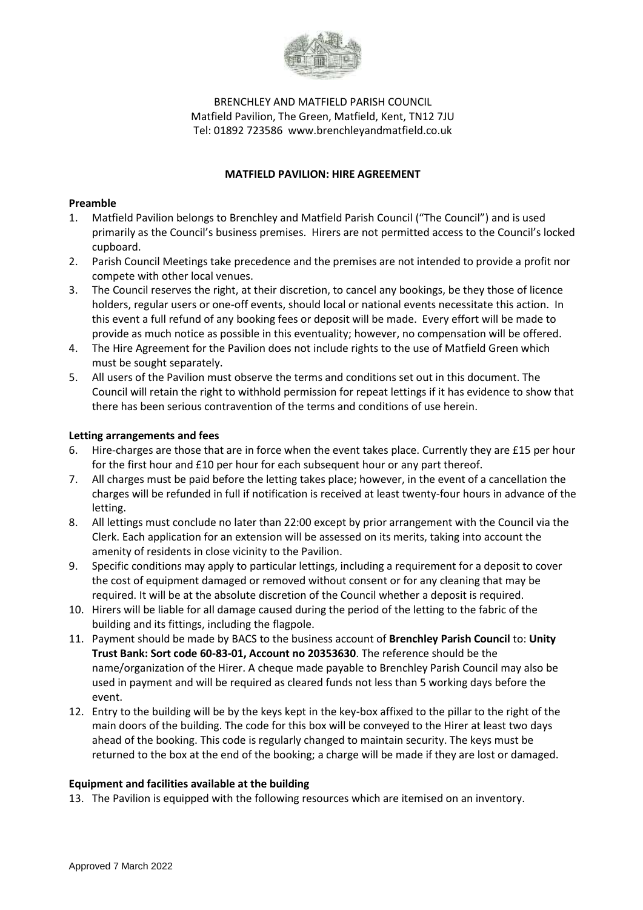BRENCHLEY AND MATFIELD PARISH COUNCIL
Matfield Pavilion, The Green, Matfield, Kent, TN12 7JU
Tel: 01892 723586 www.brenchleyandmatfield.co.uk

**MATFIELD PAVILION: HIRE AGREEMENT**

**Preamble**

1. Matfield Pavilion belongs to Brenchley and Matfield Parish Council ("The Council") and is used primarily as the Council's business premises. Hirers are not permitted access to the Council's locked cupboard.
2. Parish Council Meetings take precedence and the premises are not intended to provide a profit nor compete with other local venues.
3. The Council reserves the right, at their discretion, to cancel any bookings, be they those of licence holders, regular users or one-off events, should local or national events necessitate this action. In this event a full refund of any booking fees or deposit will be made. Every effort will be made to provide as much notice as possible in this eventuality; however, no compensation will be offered.
4. The Hire Agreement for the Pavilion does not include rights to the use of Matfield Green which must be sought separately.
5. All users of the Pavilion must observe the terms and conditions set out in this document. The Council will retain the right to withhold permission for repeat lettings if it has evidence to show that there has been serious contravention of the terms and conditions of use herein.

**Letting arrangements and fees**

6. Hire-charges are those that are in force when the event takes place. Currently they are £15 per hour for the first hour and £10 per hour for each subsequent hour or any part thereof.
7. All charges must be paid before the letting takes place; however, in the event of a cancellation the charges will be refunded in full if notification is received at least twenty-four hours in advance of the letting.
8. All lettings must conclude no later than 22:00 except by prior arrangement with the Council via the Clerk. Each application for an extension will be assessed on its merits, taking into account the amenity of residents in close vicinity to the Pavilion.
9. Specific conditions may apply to particular lettings, including a requirement for a deposit to cover the cost of equipment damaged or removed without consent or for any cleaning that may be required. It will be at the absolute discretion of the Council whether a deposit is required.
10. Hirers will be liable for all damage caused during the period of the letting to the fabric of the building and its fittings, including the flagpole.
11. Payment should be made by BACS to the business account of **Brenchley Parish Council** to: **Unity Trust Bank: Sort code 60-83-01, Account no 20353630**. The reference should be the name/organization of the Hirer. A cheque made payable to Brenchley Parish Council may also be used in payment and will be required as cleared funds not less than 5 working days before the event.
12. Entry to the building will be by the keys kept in the key-box affixed to the pillar to the right of the main doors of the building. The code for this box will be conveyed to the Hirer at least two days ahead of the booking. This code is regularly changed to maintain security. The keys must be returned to the box at the end of the booking; a charge will be made if they are lost or damaged.

**Equipment and facilities available at the building**

13. The Pavilion is equipped with the following resources which are itemised on an inventory.

Approved 7 March 2022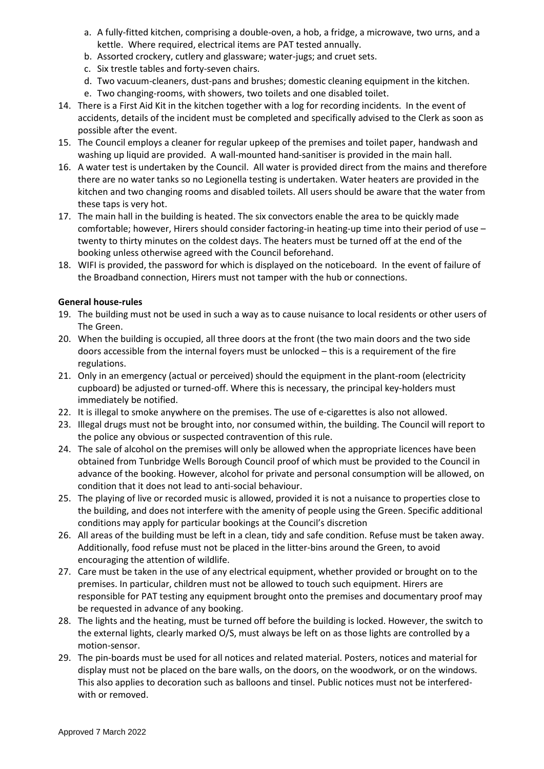a. A fully-fitted kitchen, comprising a double-oven, a hob, a fridge, a microwave, two urns, and a kettle. Where required, electrical items are PAT tested annually.
   b. Assorted crockery, cutlery and glassware; water-jugs; and cruet sets.
   c. Six trestle tables and forty-seven chairs.
   d. Two vacuum-cleaners, dust-pans and brushes; domestic cleaning equipment in the kitchen.
   e. Two changing-rooms, with showers, two toilets and one disabled toilet.

14. There is a First Aid Kit in the kitchen together with a log for recording incidents. In the event of accidents, details of the incident must be completed and specifically advised to the Clerk as soon as possible after the event.
15. The Council employs a cleaner for regular upkeep of the premises and toilet paper, handwash and washing up liquid are provided. A wall-mounted hand-sanitiser is provided in the main hall.
16. A water test is undertaken by the Council. All water is provided direct from the mains and therefore there are no water tanks so no Legionella testing is undertaken. Water heaters are provided in the kitchen and two changing rooms and disabled toilets. All users should be aware that the water from these taps is very hot.
17. The main hall in the building is heated. The six convectors enable the area to be quickly made comfortable; however, Hirers should consider factoring-in heating-up time into their period of use – twenty to thirty minutes on the coldest days. The heaters must be turned off at the end of the booking unless otherwise agreed with the Council beforehand.
18. WIFI is provided, the password for which is displayed on the noticeboard. In the event of failure of the Broadband connection, Hirers must not tamper with the hub or connections.

**General house-rules**

19. The building must not be used in such a way as to cause nuisance to local residents or other users of The Green.
20. When the building is occupied, all three doors at the front (the two main doors and the two side doors accessible from the internal foyers must be unlocked – this is a requirement of the fire regulations.
21. Only in an emergency (actual or perceived) should the equipment in the plant-room (electricity cupboard) be adjusted or turned-off. Where this is necessary, the principal key-holders must immediately be notified.
22. It is illegal to smoke anywhere on the premises. The use of e-cigarettes is also not allowed.
23. Illegal drugs must not be brought into, nor consumed within, the building. The Council will report to the police any obvious or suspected contravention of this rule.
24. The sale of alcohol on the premises will only be allowed when the appropriate licences have been obtained from Tunbridge Wells Borough Council proof of which must be provided to the Council in advance of the booking. However, alcohol for private and personal consumption will be allowed, on condition that it does not lead to anti-social behaviour.
25. The playing of live or recorded music is allowed, provided it is not a nuisance to properties close to the building, and does not interfere with the amenity of people using the Green. Specific additional conditions may apply for particular bookings at the Council's discretion
26. All areas of the building must be left in a clean, tidy and safe condition. Refuse must be taken away. Additionally, food refuse must not be placed in the litter-bins around the Green, to avoid encouraging the attention of wildlife.
27. Care must be taken in the use of any electrical equipment, whether provided or brought on to the premises. In particular, children must not be allowed to touch such equipment. Hirers are responsible for PAT testing any equipment brought onto the premises and documentary proof may be requested in advance of any booking.
28. The lights and the heating, must be turned off before the building is locked. However, the switch to the external lights, clearly marked O/S, must always be left on as those lights are controlled by a motion-sensor.
29. The pin-boards must be used for all notices and related material. Posters, notices and material for display must not be placed on the bare walls, on the doors, on the woodwork, or on the windows. This also applies to decoration such as balloons and tinsel. Public notices must not be interfered-with or removed.

Approved 7 March 2022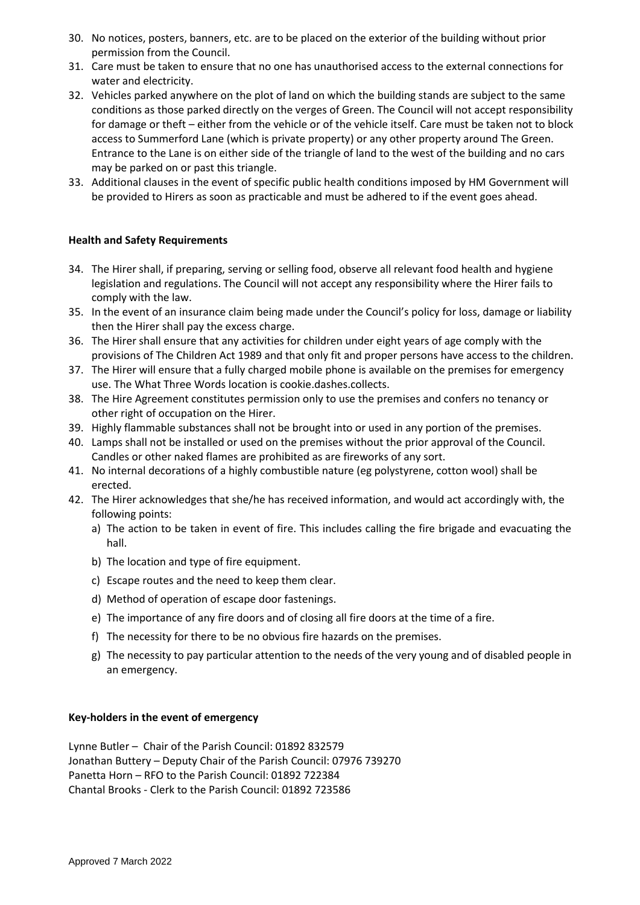30. No notices, posters, banners, etc. are to be placed on the exterior of the building without prior permission from the Council.
31. Care must be taken to ensure that no one has unauthorised access to the external connections for water and electricity.
32. Vehicles parked anywhere on the plot of land on which the building stands are subject to the same conditions as those parked directly on the verges of Green. The Council will not accept responsibility for damage or theft – either from the vehicle or of the vehicle itself. Care must be taken not to block access to Summerford Lane (which is private property) or any other property around The Green. Entrance to the Lane is on either side of the triangle of land to the west of the building and no cars may be parked on or past this triangle.
33. Additional clauses in the event of specific public health conditions imposed by HM Government will be provided to Hirers as soon as practicable and must be adhered to if the event goes ahead.

**Health and Safety Requirements**

34. The Hirer shall, if preparing, serving or selling food, observe all relevant food health and hygiene legislation and regulations. The Council will not accept any responsibility where the Hirer fails to comply with the law.
35. In the event of an insurance claim being made under the Council's policy for loss, damage or liability then the Hirer shall pay the excess charge.
36. The Hirer shall ensure that any activities for children under eight years of age comply with the provisions of The Children Act 1989 and that only fit and proper persons have access to the children.
37. The Hirer will ensure that a fully charged mobile phone is available on the premises for emergency use. The What Three Words location is cookie.dashes.collects.
38. The Hire Agreement constitutes permission only to use the premises and confers no tenancy or other right of occupation on the Hirer.
39. Highly flammable substances shall not be brought into or used in any portion of the premises.
40. Lamps shall not be installed or used on the premises without the prior approval of the Council. Candles or other naked flames are prohibited as are fireworks of any sort.
41. No internal decorations of a highly combustible nature (eg polystyrene, cotton wool) shall be erected.
42. The Hirer acknowledges that she/he has received information, and would act accordingly with, the following points:
    a) The action to be taken in event of fire. This includes calling the fire brigade and evacuating the hall.
    b) The location and type of fire equipment.
    c) Escape routes and the need to keep them clear.
    d) Method of operation of escape door fastenings.
    e) The importance of any fire doors and of closing all fire doors at the time of a fire.
    f) The necessity for there to be no obvious fire hazards on the premises.
    g) The necessity to pay particular attention to the needs of the very young and of disabled people in an emergency.

**Key-holders in the event of emergency**

Lynne Butler – Chair of the Parish Council: 01892 832579
Jonathan Buttery – Deputy Chair of the Parish Council: 07976 739270
Panetta Horn – RFO to the Parish Council: 01892 722384
Chantal Brooks - Clerk to the Parish Council: 01892 723586

Approved 7 March 2022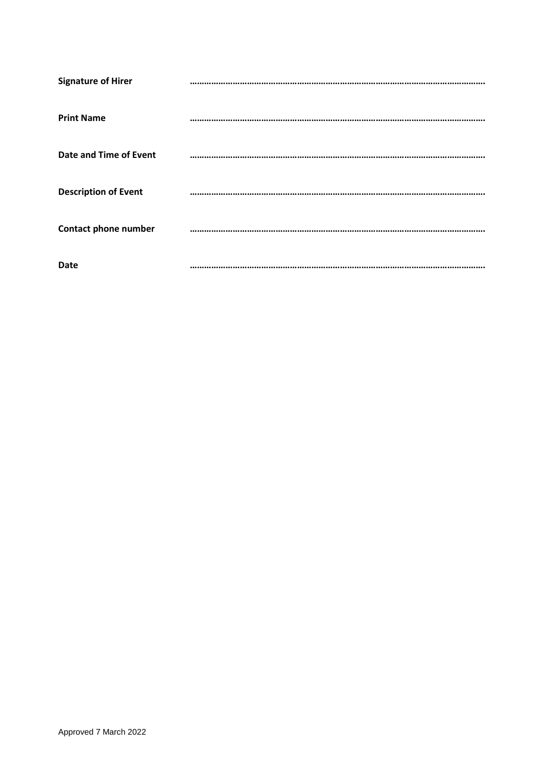**Signature of Hirer** ……………………………………………………………………………………………………….

**Print Name** ……………………………………………………………………………………………………….

**Date and Time of Event** ……………………………………………………………………………………………………….

**Description of Event** ……………………………………………………………………………………………………….

**Contact phone number** ……………………………………………………………………………………………………….

**Date** ……………………………………………………………………………………………………….

Approved 7 March 2022